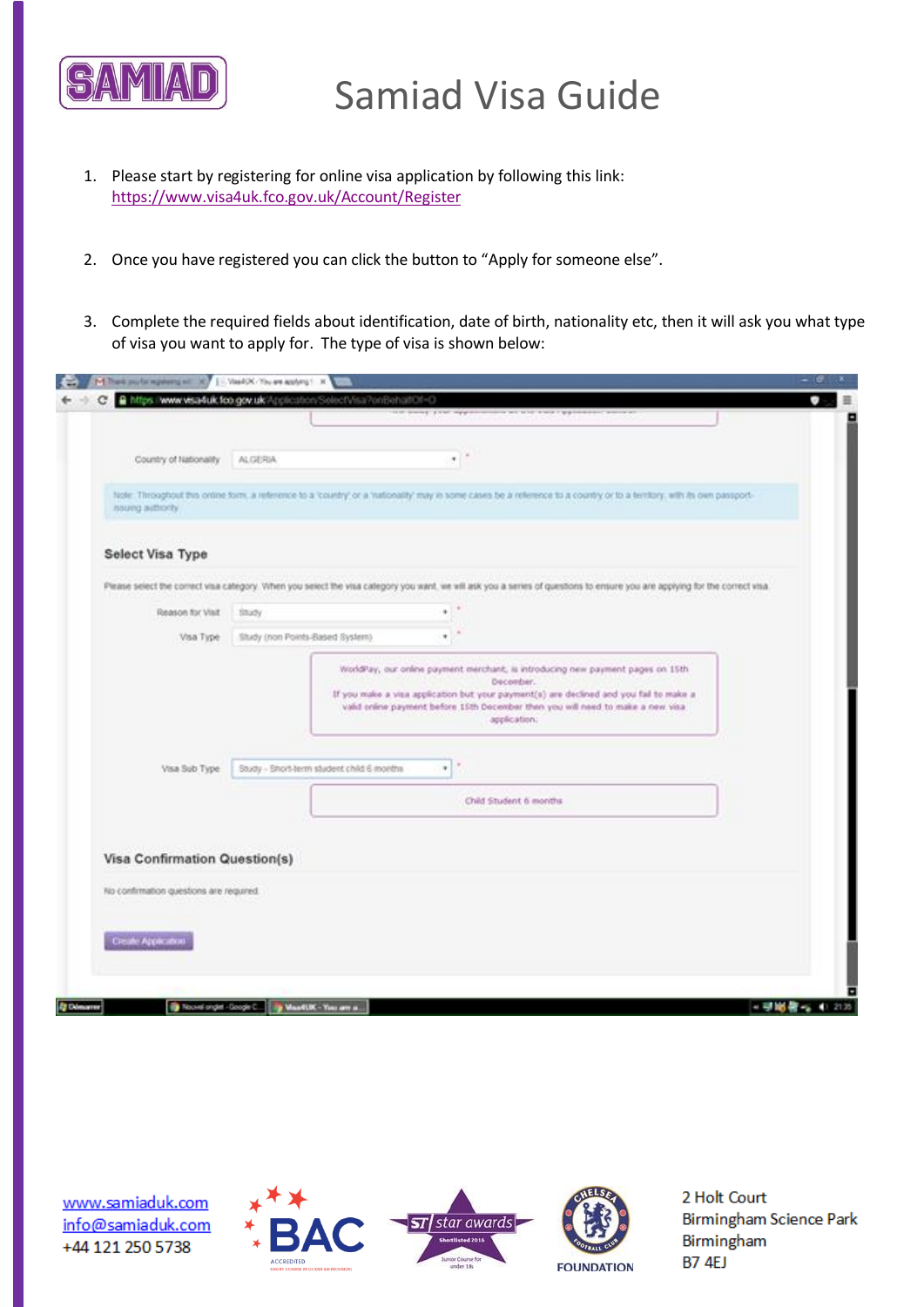SAMIAD

# Samiad Visa Guide

1. Please start by registering for online visa application by following this link: https://www.visa4uk.fco.gov.uk/Account/Register

2. Once you have registered you can click the button to "Apply for someone else".

3. Complete the required fields about identification, date of birth, nationality etc, then it will ask you what type of visa you want to apply for. The type of visa is shown below:

www.samiaduk.com
info@samiaduk.com
+44 121 250 5738

2 Holt Court
Birmingham Science Park
Birmingham
B7 4EJ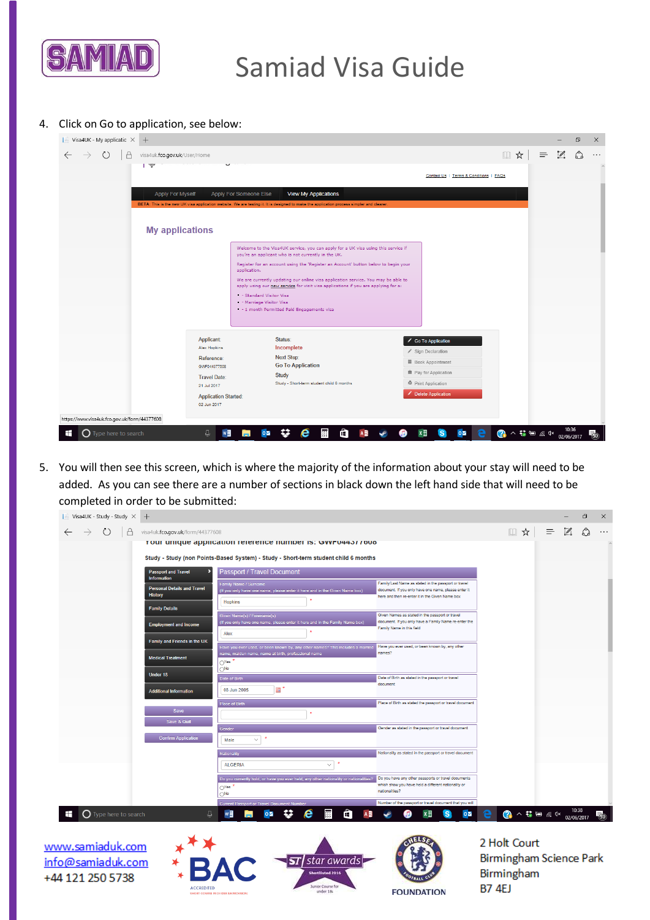# Samiad Visa Guide

4. Click on Go to application, see below:

5. You will then see this screen, which is where the majority of the information about your stay will need to be added. As you can see there are a number of sections in black down the left hand side that will need to be completed in order to be submitted:

www.samiaduk.com
info@samiaduk.com
+44 121 250 5738

2 Holt Court
Birmingham Science Park
Birmingham
B7 4EJ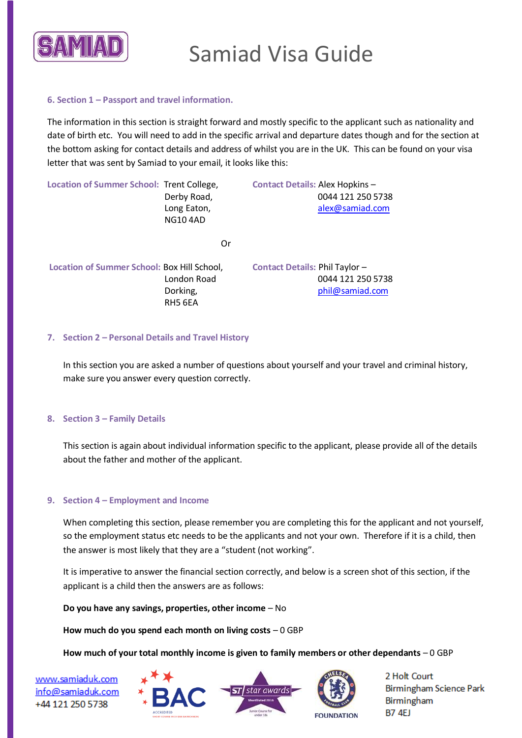# Samiad Visa Guide

### 6. Section 1 – Passport and travel information.

The information in this section is straight forward and mostly specific to the applicant such as nationality and date of birth etc. You will need to add in the specific arrival and departure dates though and for the section at the bottom asking for contact details and address of whilst you are in the UK. This can be found on your visa letter that was sent by Samiad to your email, it looks like this:

**Location of Summer School:** Trent College,
Derby Road,
Long Eaton,
NG10 4AD

**Contact Details:** Alex Hopkins –
0044 121 250 5738
alex@samiad.com

Or

**Location of Summer School:** Box Hill School,
London Road
Dorking,
RH5 6EA

**Contact Details:** Phil Taylor –
0044 121 250 5738
phil@samiad.com

### 7. Section 2 – Personal Details and Travel History

In this section you are asked a number of questions about yourself and your travel and criminal history, make sure you answer every question correctly.

### 8. Section 3 – Family Details

This section is again about individual information specific to the applicant, please provide all of the details about the father and mother of the applicant.

### 9. Section 4 – Employment and Income

When completing this section, please remember you are completing this for the applicant and not yourself, so the employment status etc needs to be the applicants and not your own. Therefore if it is a child, then the answer is most likely that they are a "student (not working".

It is imperative to answer the financial section correctly, and below is a screen shot of this section, if the applicant is a child then the answers are as follows:

**Do you have any savings, properties, other income** – No

**How much do you spend each month on living costs** – 0 GBP

**How much of your total monthly income is given to family members or other dependants** – 0 GBP

www.samiaduk.com
info@samiaduk.com
+44 121 250 5738

2 Holt Court
Birmingham Science Park
Birmingham
B7 4EJ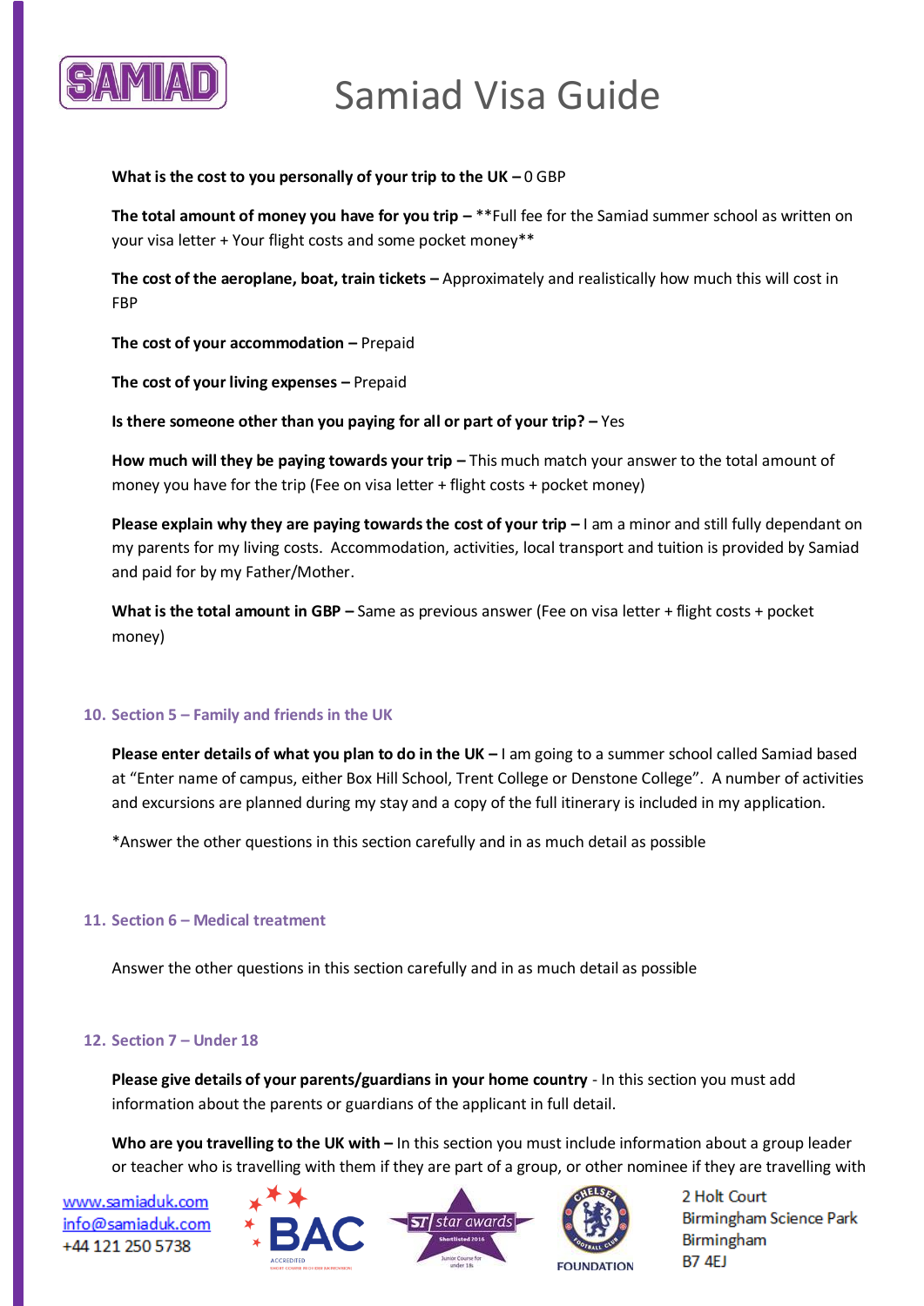**What is the cost to you personally of your trip to the UK –** 0 GBP

**The total amount of money you have for you trip –** **Full fee for the Samiad summer school as written on your visa letter + Your flight costs and some pocket money**

**The cost of the aeroplane, boat, train tickets –** Approximately and realistically how much this will cost in FBP

**The cost of your accommodation –** Prepaid

**The cost of your living expenses –** Prepaid

**Is there someone other than you paying for all or part of your trip? –** Yes

**How much will they be paying towards your trip –** This much match your answer to the total amount of money you have for the trip (Fee on visa letter + flight costs + pocket money)

**Please explain why they are paying towards the cost of your trip –** I am a minor and still fully dependant on my parents for my living costs. Accommodation, activities, local transport and tuition is provided by Samiad and paid for by my Father/Mother.

**What is the total amount in GBP –** Same as previous answer (Fee on visa letter + flight costs + pocket money)

## 10. Section 5 – Family and friends in the UK

**Please enter details of what you plan to do in the UK –** I am going to a summer school called Samiad based at "Enter name of campus, either Box Hill School, Trent College or Denstone College". A number of activities and excursions are planned during my stay and a copy of the full itinerary is included in my application.

*Answer the other questions in this section carefully and in as much detail as possible

## 11. Section 6 – Medical treatment

Answer the other questions in this section carefully and in as much detail as possible

## 12. Section 7 – Under 18

**Please give details of your parents/guardians in your home country** - In this section you must add information about the parents or guardians of the applicant in full detail.

**Who are you travelling to the UK with –** In this section you must include information about a group leader or teacher who is travelling with them if they are part of a group, or other nominee if they are travelling with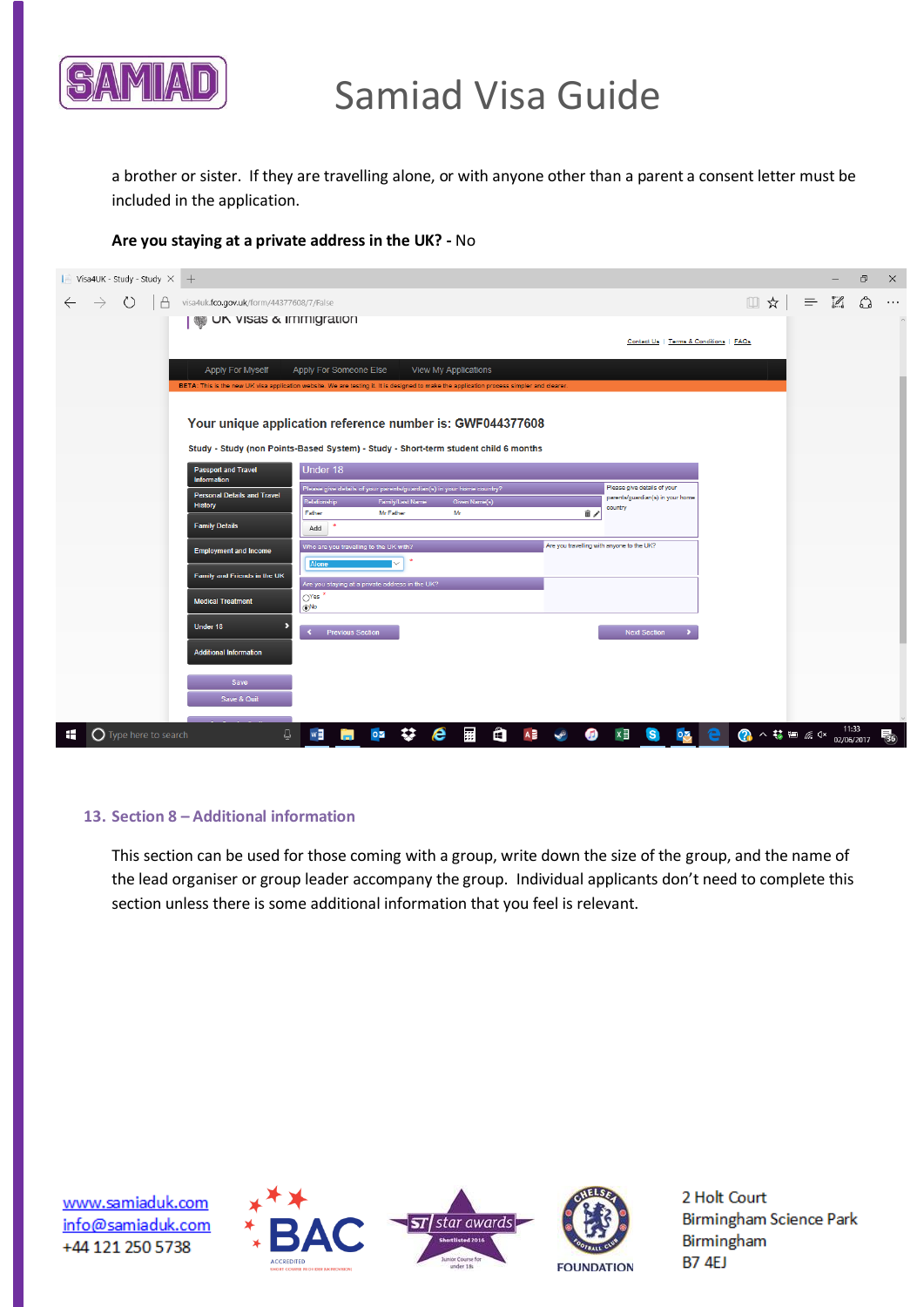a brother or sister. If they are travelling alone, or with anyone other than a parent a consent letter must be included in the application.

**Are you staying at a private address in the UK? -** No

## 13. Section 8 – Additional information

This section can be used for those coming with a group, write down the size of the group, and the name of the lead organiser or group leader accompany the group. Individual applicants don't need to complete this section unless there is some additional information that you feel is relevant.

www.samiaduk.com
info@samiaduk.com
+44 121 250 5738

2 Holt Court
Birmingham Science Park
Birmingham
B7 4EJ